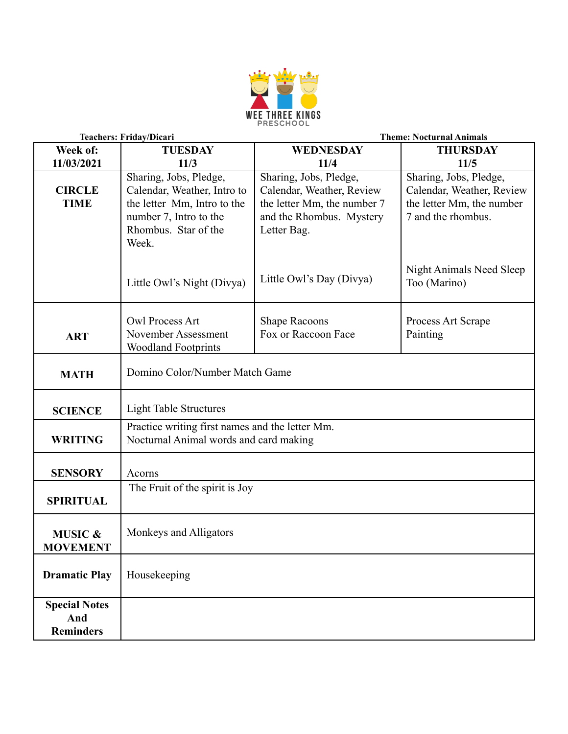WEE THREE KINGS
PRESCHOOL

**Teachers: Friday/Dicari** **Theme: Nocturnal Animals**

| **Week of: 11/03/2021** | **TUESDAY 11/3** | **WEDNESDAY 11/4** | **THURSDAY 11/5** |
|---|---|---|---|
| **CIRCLE TIME** | Sharing, Jobs, Pledge, Calendar, Weather, Intro to the letter Mm, Intro to the number 7, Intro to the Rhombus. Star of the Week.<br><br>Little Owl's Night (Divya) | Sharing, Jobs, Pledge, Calendar, Weather, Review the letter Mm, the number 7 and the Rhombus. Mystery Letter Bag.<br><br>Little Owl's Day (Divya) | Sharing, Jobs, Pledge, Calendar, Weather, Review the letter Mm, the number 7 and the rhombus.<br><br>Night Animals Need Sleep Too (Marino) |
| **ART** | Owl Process Art<br>November Assessment<br>Woodland Footprints | Shape Racoons<br>Fox or Raccoon Face | Process Art Scrape Painting |
| **MATH** | Domino Color/Number Match Game | | |
| **SCIENCE** | Light Table Structures | | |
| **WRITING** | Practice writing first names and the letter Mm.<br>Nocturnal Animal words and card making | | |
| **SENSORY** | Acorns | | |
| **SPIRITUAL** | The Fruit of the spirit is Joy | | |
| **MUSIC & MOVEMENT** | Monkeys and Alligators | | |
| **Dramatic Play** | Housekeeping | | |
| **Special Notes And Reminders** | | | |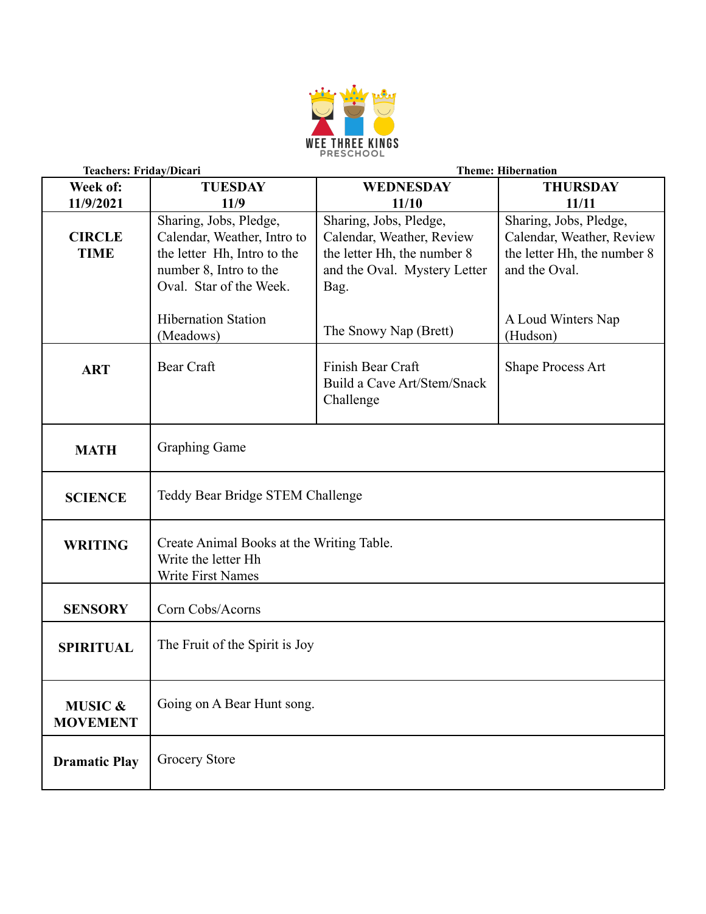**WEE THREE KINGS PRESCHOOL**

**Teachers: Friday/Dicari** | **Theme: Hibernation**

| **Week of: 11/9/2021** | **TUESDAY 11/9** | **WEDNESDAY 11/10** | **THURSDAY 11/11** |
|---|---|---|---|
| **CIRCLE TIME** | Sharing, Jobs, Pledge, Calendar, Weather, Intro to the letter Hh, Intro to the number 8, Intro to the Oval. Star of the Week.<br><br>Hibernation Station (Meadows) | Sharing, Jobs, Pledge, Calendar, Weather, Review the letter Hh, the number 8 and the Oval. Mystery Letter Bag.<br><br>The Snowy Nap (Brett) | Sharing, Jobs, Pledge, Calendar, Weather, Review the letter Hh, the number 8 and the Oval.<br><br>A Loud Winters Nap (Hudson) |
| **ART** | Bear Craft | Finish Bear Craft<br>Build a Cave Art/Stem/Snack Challenge | Shape Process Art |
| **MATH** | Graphing Game | | |
| **SCIENCE** | Teddy Bear Bridge STEM Challenge | | |
| **WRITING** | Create Animal Books at the Writing Table.<br>Write the letter Hh<br>Write First Names | | |
| **SENSORY** | Corn Cobs/Acorns | | |
| **SPIRITUAL** | The Fruit of the Spirit is Joy | | |
| **MUSIC & MOVEMENT** | Going on A Bear Hunt song. | | |
| **Dramatic Play** | Grocery Store | | |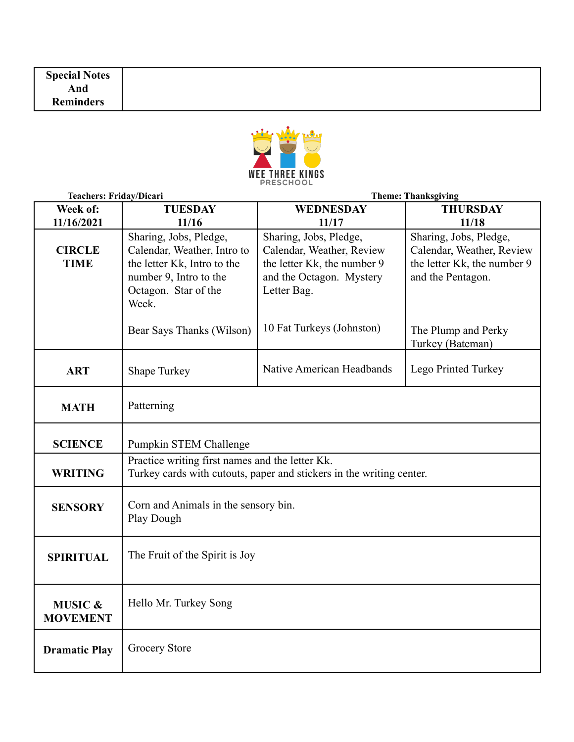| Special Notes And Reminders | |
|---|---|

WEE THREE KINGS PRESCHOOL

**Teachers: Friday/Dicari** **Theme: Thanksgiving**

| Week of: 11/16/2021 | TUESDAY 11/16 | WEDNESDAY 11/17 | THURSDAY 11/18 |
|---|---|---|---|
| **CIRCLE TIME** | Sharing, Jobs, Pledge, Calendar, Weather, Intro to the letter Kk, Intro to the number 9, Intro to the Octagon. Star of the Week.<br><br>Bear Says Thanks (Wilson) | Sharing, Jobs, Pledge, Calendar, Weather, Review the letter Kk, the number 9 and the Octagon. Mystery Letter Bag.<br><br>10 Fat Turkeys (Johnston) | Sharing, Jobs, Pledge, Calendar, Weather, Review the letter Kk, the number 9 and the Pentagon.<br><br>The Plump and Perky Turkey (Bateman) |
| **ART** | Shape Turkey | Native American Headbands | Lego Printed Turkey |
| **MATH** | Patterning | | |
| **SCIENCE** | Pumpkin STEM Challenge | | |
| **WRITING** | Practice writing first names and the letter Kk.<br>Turkey cards with cutouts, paper and stickers in the writing center. | | |
| **SENSORY** | Corn and Animals in the sensory bin.<br>Play Dough | | |
| **SPIRITUAL** | The Fruit of the Spirit is Joy | | |
| **MUSIC & MOVEMENT** | Hello Mr. Turkey Song | | |
| **Dramatic Play** | Grocery Store | | |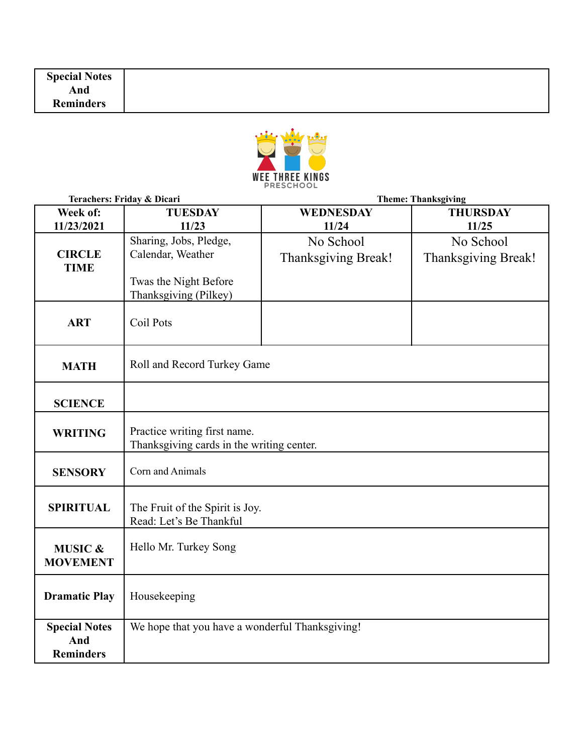| Special Notes And Reminders | |
|---|---|

WEE THREE KINGS
PRESCHOOL

**Teracher​s: Friday & Dicari** **Theme: Thanksgiving**

| Week of: 11/23/2021 | TUESDAY 11/23 | WEDNESDAY 11/24 | THURSDAY 11/25 |
|---|---|---|---|
| **CIRCLE TIME** | Sharing, Jobs, Pledge, Calendar, Weather<br><br>Twas the Night Before Thanksgiving (Pilkey) | No School Thanksgiving Break! | No School Thanksgiving Break! |
| **ART** | Coil Pots | | |
| **MATH** | Roll and Record Turkey Game | | |
| **SCIENCE** | | | |
| **WRITING** | Practice writing first name.<br>Thanksgiving cards in the writing center. | | |
| **SENSORY** | Corn and Animals | | |
| **SPIRITUAL** | The Fruit of the Spirit is Joy.<br>Read: Let's Be Thankful | | |
| **MUSIC & MOVEMENT** | Hello Mr. Turkey Song | | |
| **Dramatic Play** | Housekeeping | | |
| **Special Notes And Reminders** | We hope that you have a wonderful Thanksgiving! | | |